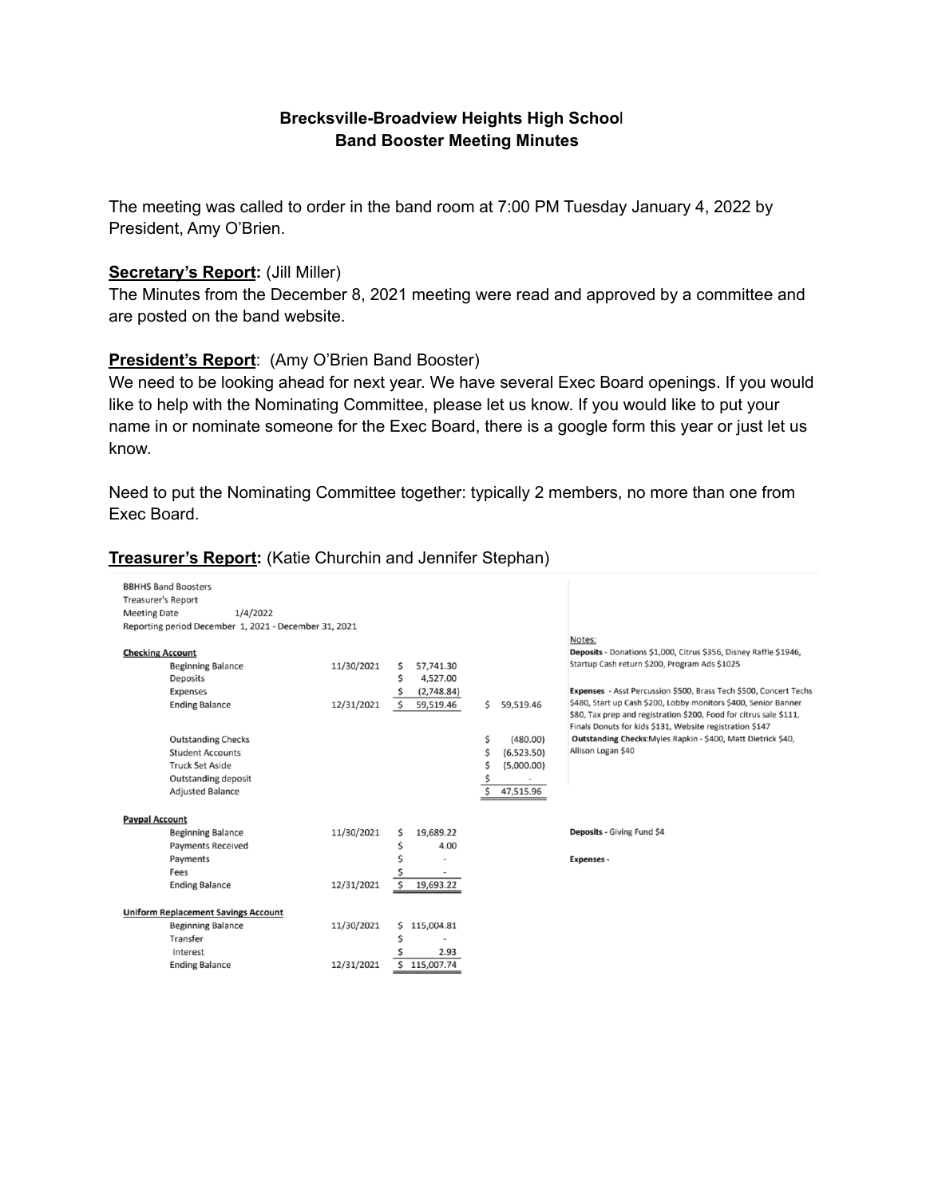**Brecksville-Broadview Heights High School**
**Band Booster Meeting Minutes**

The meeting was called to order in the band room at 7:00 PM Tuesday January 4, 2022 by President, Amy O'Brien.

**Secretary's Report:** (Jill Miller)
The Minutes from the December 8, 2021 meeting were read and approved by a committee and are posted on the band website.

**President's Report**: (Amy O'Brien Band Booster)
We need to be looking ahead for next year. We have several Exec Board openings. If you would like to help with the Nominating Committee, please let us know. If you would like to put your name in or nominate someone for the Exec Board, there is a google form this year or just let us know.

Need to put the Nominating Committee together: typically 2 members, no more than one from Exec Board.

**Treasurer's Report:** (Katie Churchin and Jennifer Stephan)

BBHHS Band Boosters
Treasurer's Report
Meeting Date 1/4/2022
Reporting period December 1, 2021 - December 31, 2021

| | Date | Amount | Adjusted |
|---|---|---|---|
| **Checking Account** | | | |
| Beginning Balance | 11/30/2021 | $ 57,741.30 | |
| Deposits | | $ 4,527.00 | |
| Expenses | | $ (2,748.84) | |
| Ending Balance | 12/31/2021 | $ 59,519.46 | $ 59,519.46 |
| Outstanding Checks | | | $ (480.00) |
| Student Accounts | | | $ (6,523.50) |
| Truck Set Aside | | | $ (5,000.00) |
| Outstanding deposit | | | $ - |
| Adjusted Balance | | | $ 47,515.96 |
| **Paypal Account** | | | |
| Beginning Balance | 11/30/2021 | $ 19,689.22 | |
| Payments Received | | $ 4.00 | |
| Payments | | $ - | |
| Fees | | $ - | |
| Ending Balance | 12/31/2021 | $ 19,693.22 | |
| **Uniform Replacement Savings Account** | | | |
| Beginning Balance | 11/30/2021 | $ 115,004.81 | |
| Transfer | | $ - | |
| Interest | | $ 2.93 | |
| Ending Balance | 12/31/2021 | $ 115,007.74 | |

Notes:

**Deposits** - Donations $1,000, Citrus $356, Disney Raffle $1946, Startup Cash return $200, Program Ads $1025

**Expenses** - Asst Percussion $500, Brass Tech $500, Concert Techs $480, Start up Cash $200, Lobby monitors $400, Senior Banner $80, Tax prep and registration $200, Food for citrus sale $111, Finals Donuts for kids $131, Website registration $147

**Outstanding Checks**:Myles Rapkin - $400, Matt Dietrick $40, Allison Logan $40

**Deposits** - Giving Fund $4

**Expenses** -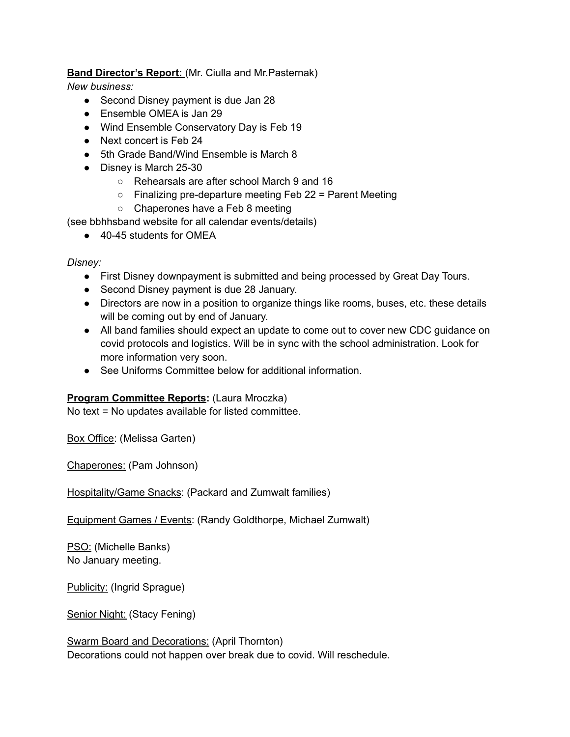**Band Director's Report:** (Mr. Ciulla and Mr.Pasternak)

*New business:*

- Second Disney payment is due Jan 28
- Ensemble OMEA is Jan 29
- Wind Ensemble Conservatory Day is Feb 19
- Next concert is Feb 24
- 5th Grade Band/Wind Ensemble is March 8
- Disney is March 25-30
  - Rehearsals are after school March 9 and 16
  - Finalizing pre-departure meeting Feb 22 = Parent Meeting
  - Chaperones have a Feb 8 meeting

(see bbhhsband website for all calendar events/details)

- 40-45 students for OMEA

*Disney:*

- First Disney downpayment is submitted and being processed by Great Day Tours.
- Second Disney payment is due 28 January.
- Directors are now in a position to organize things like rooms, buses, etc. these details will be coming out by end of January.
- All band families should expect an update to come out to cover new CDC guidance on covid protocols and logistics. Will be in sync with the school administration. Look for more information very soon.
- See Uniforms Committee below for additional information.

**Program Committee Reports:** (Laura Mroczka)

No text = No updates available for listed committee.

Box Office: (Melissa Garten)

Chaperones: (Pam Johnson)

Hospitality/Game Snacks: (Packard and Zumwalt families)

Equipment Games / Events: (Randy Goldthorpe, Michael Zumwalt)

PSO: (Michelle Banks)
No January meeting.

Publicity: (Ingrid Sprague)

Senior Night: (Stacy Fening)

Swarm Board and Decorations: (April Thornton)
Decorations could not happen over break due to covid. Will reschedule.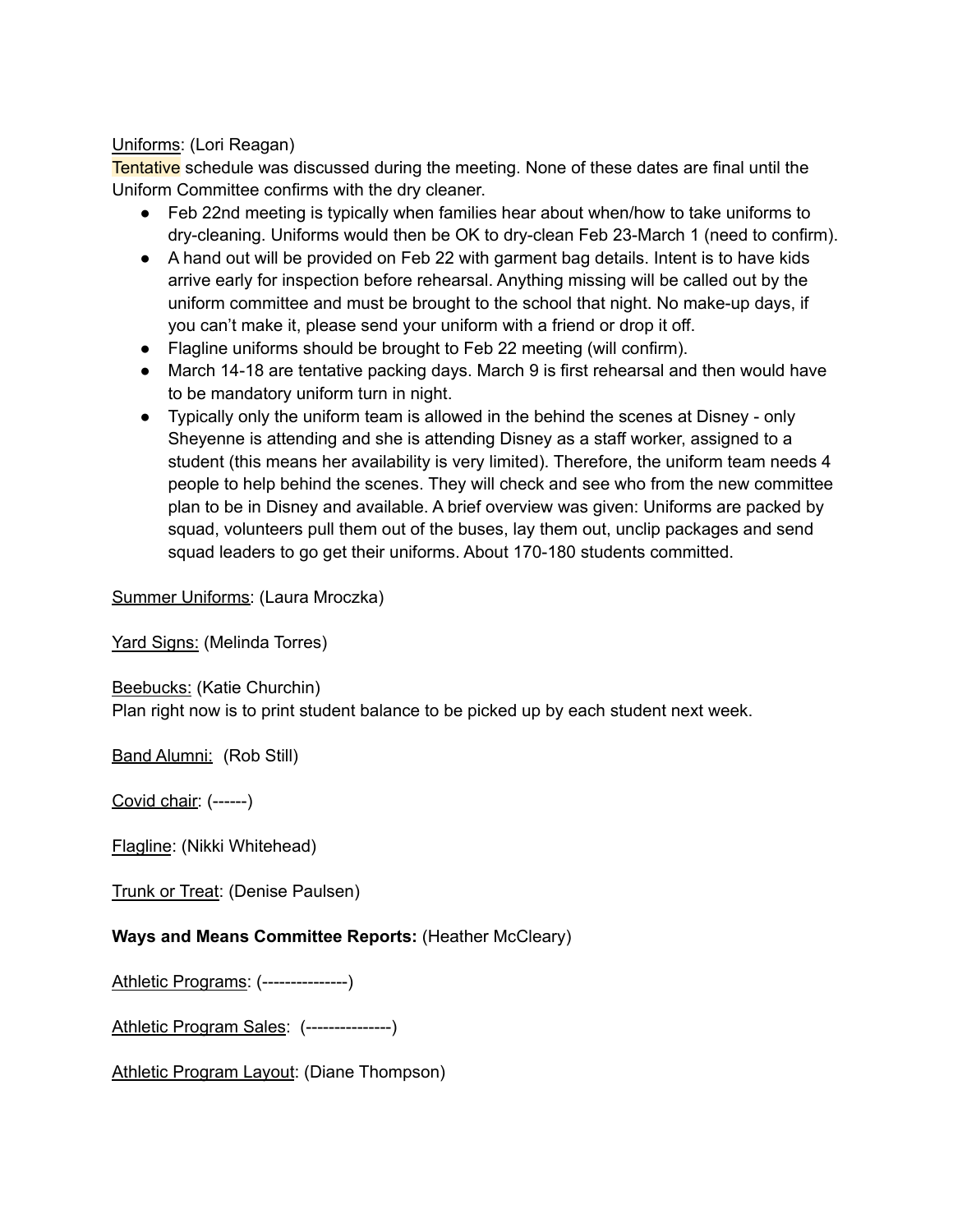Uniforms: (Lori Reagan)

Tentative schedule was discussed during the meeting. None of these dates are final until the Uniform Committee confirms with the dry cleaner.

- Feb 22nd meeting is typically when families hear about when/how to take uniforms to dry-cleaning. Uniforms would then be OK to dry-clean Feb 23-March 1 (need to confirm).
- A hand out will be provided on Feb 22 with garment bag details. Intent is to have kids arrive early for inspection before rehearsal. Anything missing will be called out by the uniform committee and must be brought to the school that night. No make-up days, if you can't make it, please send your uniform with a friend or drop it off.
- Flagline uniforms should be brought to Feb 22 meeting (will confirm).
- March 14-18 are tentative packing days. March 9 is first rehearsal and then would have to be mandatory uniform turn in night.
- Typically only the uniform team is allowed in the behind the scenes at Disney - only Sheyenne is attending and she is attending Disney as a staff worker, assigned to a student (this means her availability is very limited). Therefore, the uniform team needs 4 people to help behind the scenes. They will check and see who from the new committee plan to be in Disney and available. A brief overview was given: Uniforms are packed by squad, volunteers pull them out of the buses, lay them out, unclip packages and send squad leaders to go get their uniforms. About 170-180 students committed.

Summer Uniforms: (Laura Mroczka)

Yard Signs: (Melinda Torres)

Beebucks: (Katie Churchin)

Plan right now is to print student balance to be picked up by each student next week.

Band Alumni: (Rob Still)

Covid chair: (------)

Flagline: (Nikki Whitehead)

Trunk or Treat: (Denise Paulsen)

**Ways and Means Committee Reports:** (Heather McCleary)

Athletic Programs: (---------------)

Athletic Program Sales: (---------------)

Athletic Program Layout: (Diane Thompson)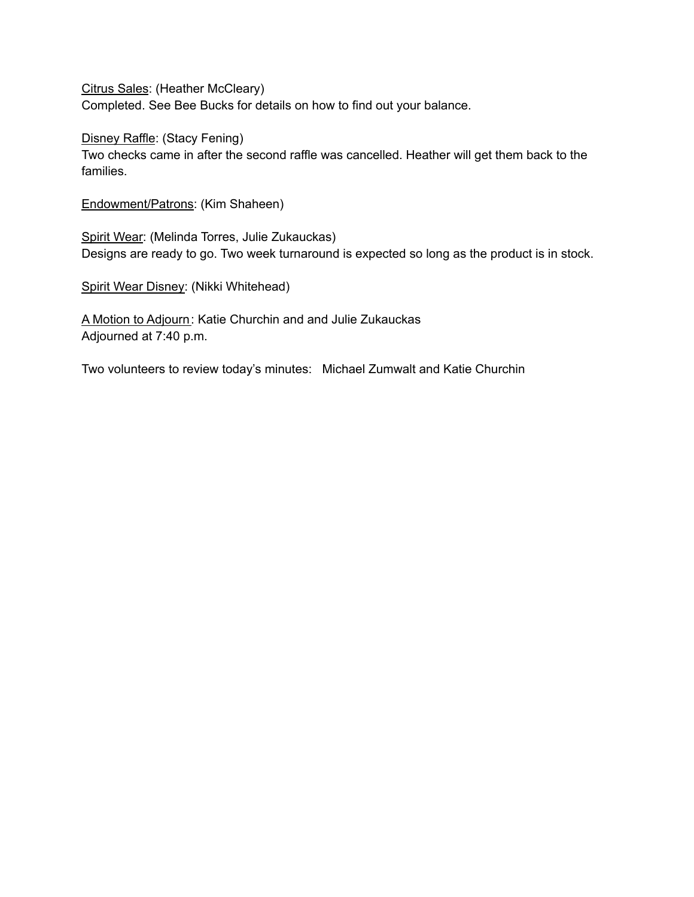<u>Citus Sales</u>: (Heather McCleary)
Completed. See Bee Bucks for details on how to find out your balance.

<u>Disney Raffle</u>: (Stacy Fening)
Two checks came in after the second raffle was cancelled. Heather will get them back to the families.

<u>Endowment/Patrons</u>: (Kim Shaheen)

<u>Spirit Wear</u>: (Melinda Torres, Julie Zukauckas)
Designs are ready to go. Two week turnaround is expected so long as the product is in stock.

<u>Spirit Wear Disney</u>: (Nikki Whitehead)

<u>A Motion to Adjourn</u>: Katie Churchin and and Julie Zukauckas
Adjourned at 7:40 p.m.

Two volunteers to review today's minutes: Michael Zumwalt and Katie Churchin